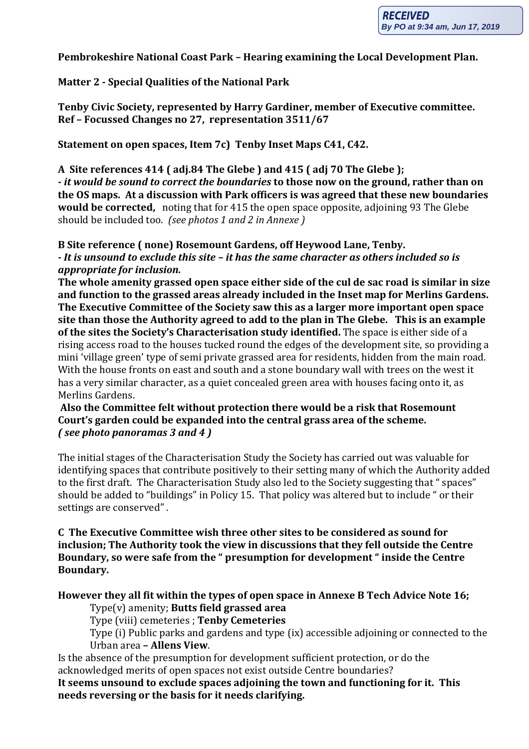RECEIVED
By PO at 9:34 am, Jun 17, 2019

**Pembrokeshire National Coast Park – Hearing examining the Local Development Plan.**

**Matter 2 - Special Qualities of the National Park**

**Tenby Civic Society, represented by Harry Gardiner, member of Executive committee.**
**Ref – Focussed Changes no 27, representation 3511/67**

**Statement on open spaces, Item 7c) Tenby Inset Maps C41, C42.**

**A Site references 414 ( adj.84 The Glebe ) and 415 ( adj 70 The Glebe );**
**- *it would be sound to correct the boundaries* to those now on the ground, rather than on the OS maps. At a discussion with Park officers is was agreed that these new boundaries would be corrected,** noting that for 415 the open space opposite, adjoining 93 The Glebe should be included too. *(see photos 1 and 2 in Annexe )*

**B Site reference ( none) Rosemount Gardens, off Heywood Lane, Tenby.**
***- It is unsound to exclude this site – it has the same character as others included so is appropriate for inclusion.***
**The whole amenity grassed open space either side of the cul de sac road is similar in size and function to the grassed areas already included in the Inset map for Merlins Gardens. The Executive Committee of the Society saw this as a larger more important open space site than those the Authority agreed to add to the plan in The Glebe. This is an example of the sites the Society's Characterisation study identified.** The space is either side of a rising access road to the houses tucked round the edges of the development site, so providing a mini 'village green' type of semi private grassed area for residents, hidden from the main road. With the house fronts on east and south and a stone boundary wall with trees on the west it has a very similar character, as a quiet concealed green area with houses facing onto it, as Merlins Gardens.
**Also the Committee felt without protection there would be a risk that Rosemount Court's garden could be expanded into the central grass area of the scheme.**
***( see photo panoramas 3 and 4 )***

The initial stages of the Characterisation Study the Society has carried out was valuable for identifying spaces that contribute positively to their setting many of which the Authority added to the first draft. The Characterisation Study also led to the Society suggesting that " spaces" should be added to "buildings" in Policy 15. That policy was altered but to include " or their settings are conserved" .

**C The Executive Committee wish three other sites to be considered as sound for inclusion; The Authority took the view in discussions that they fell outside the Centre Boundary, so were safe from the " presumption for development " inside the Centre Boundary.**

**However they all fit within the types of open space in Annexe B Tech Advice Note 16;**

Type(v) amenity; **Butts field grassed area**
Type (viii) cemeteries ; **Tenby Cemeteries**
Type (i) Public parks and gardens and type (ix) accessible adjoining or connected to the Urban area **– Allens View**.

Is the absence of the presumption for development sufficient protection, or do the acknowledged merits of open spaces not exist outside Centre boundaries?
**It seems unsound to exclude spaces adjoining the town and functioning for it. This needs reversing or the basis for it needs clarifying.**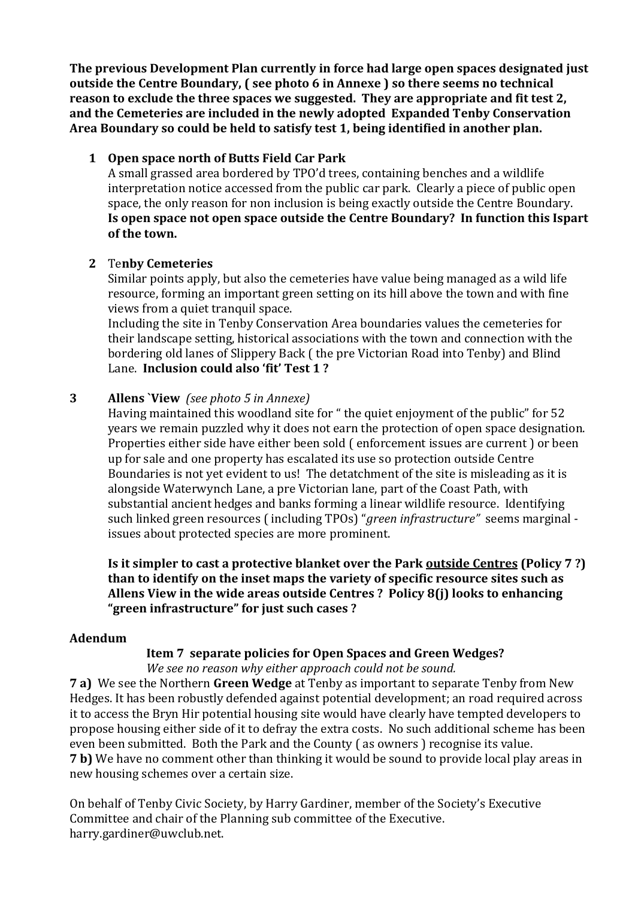**The previous Development Plan currently in force had large open spaces designated just outside the Centre Boundary, ( see photo 6 in Annexe ) so there seems no technical reason to exclude the three spaces we suggested. They are appropriate and fit test 2, and the Cemeteries are included in the newly adopted Expanded Tenby Conservation Area Boundary so could be held to satisfy test 1, being identified in another plan.**

**1 Open space north of Butts Field Car Park**

A small grassed area bordered by TPO'd trees, containing benches and a wildlife interpretation notice accessed from the public car park. Clearly a piece of public open space, the only reason for non inclusion is being exactly outside the Centre Boundary. **Is open space not open space outside the Centre Boundary? In function this Ispart of the town.**

**2 Tenby Cemeteries**

Similar points apply, but also the cemeteries have value being managed as a wild life resource, forming an important green setting on its hill above the town and with fine views from a quiet tranquil space.

Including the site in Tenby Conservation Area boundaries values the cemeteries for their landscape setting, historical associations with the town and connection with the bordering old lanes of Slippery Back ( the pre Victorian Road into Tenby) and Blind Lane. **Inclusion could also 'fit' Test 1 ?**

**3 Allens `View** *(see photo 5 in Annexe)*

Having maintained this woodland site for " the quiet enjoyment of the public" for 52 years we remain puzzled why it does not earn the protection of open space designation. Properties either side have either been sold ( enforcement issues are current ) or been up for sale and one property has escalated its use so protection outside Centre Boundaries is not yet evident to us! The detatchment of the site is misleading as it is alongside Waterwynch Lane, a pre Victorian lane, part of the Coast Path, with substantial ancient hedges and banks forming a linear wildlife resource. Identifying such linked green resources ( including TPOs) "*green infrastructure*" seems marginal - issues about protected species are more prominent.

**Is it simpler to cast a protective blanket over the Park <u>outside Centres</u> (Policy 7 ?) than to identify on the inset maps the variety of specific resource sites such as Allens View in the wide areas outside Centres ? Policy 8(j) looks to enhancing "green infrastructure" for just such cases ?**

**Adendum**

**Item 7 separate policies for Open Spaces and Green Wedges?**

*We see no reason why either approach could not be sound.*

**7 a)** We see the Northern **Green Wedge** at Tenby as important to separate Tenby from New Hedges. It has been robustly defended against potential development; an road required across it to access the Bryn Hir potential housing site would have clearly have tempted developers to propose housing either side of it to defray the extra costs. No such additional scheme has been even been submitted. Both the Park and the County ( as owners ) recognise its value.

**7 b)** We have no comment other than thinking it would be sound to provide local play areas in new housing schemes over a certain size.

On behalf of Tenby Civic Society, by Harry Gardiner, member of the Society's Executive Committee and chair of the Planning sub committee of the Executive.
harry.gardiner@uwclub.net.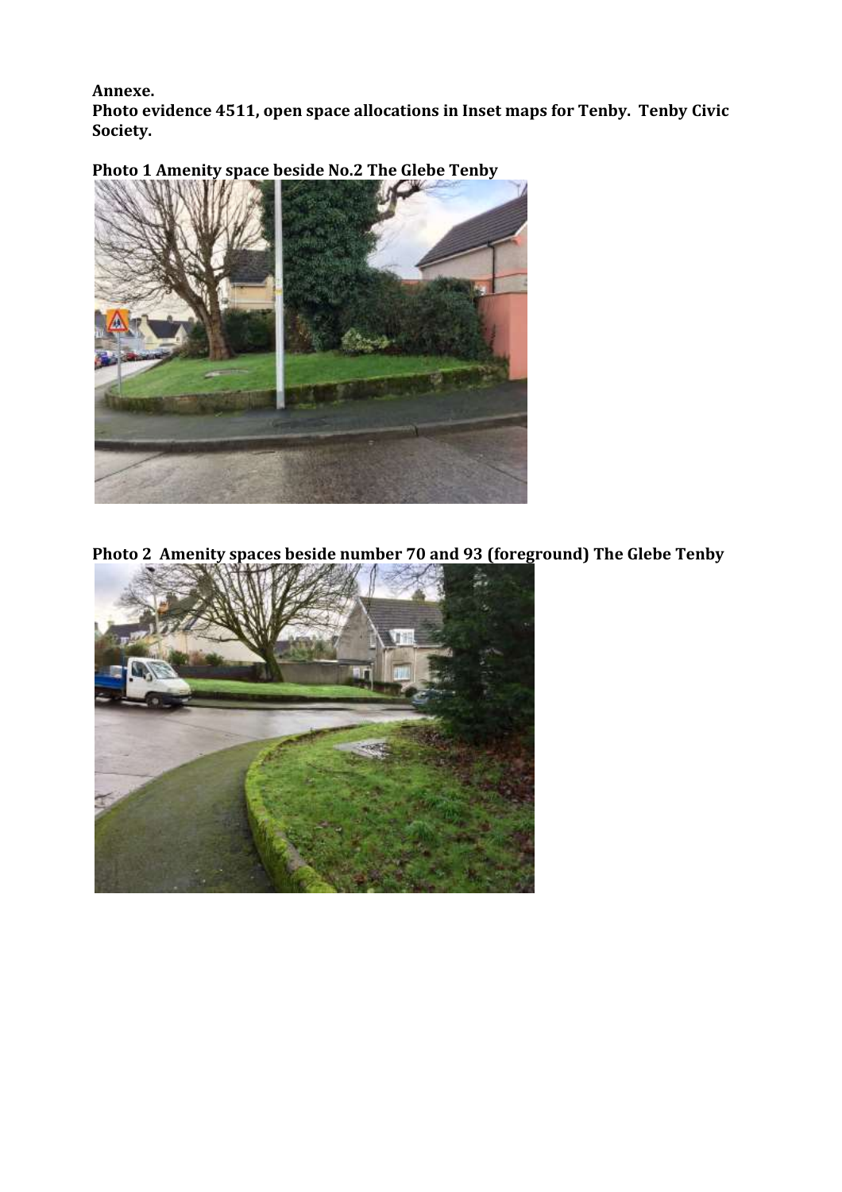**Annexe.**
**Photo evidence 4511, open space allocations in Inset maps for Tenby. Tenby Civic Society.**

**Photo 1 Amenity space beside No.2 The Glebe Tenby**

**Photo 2 Amenity spaces beside number 70 and 93 (foreground) The Glebe Tenby**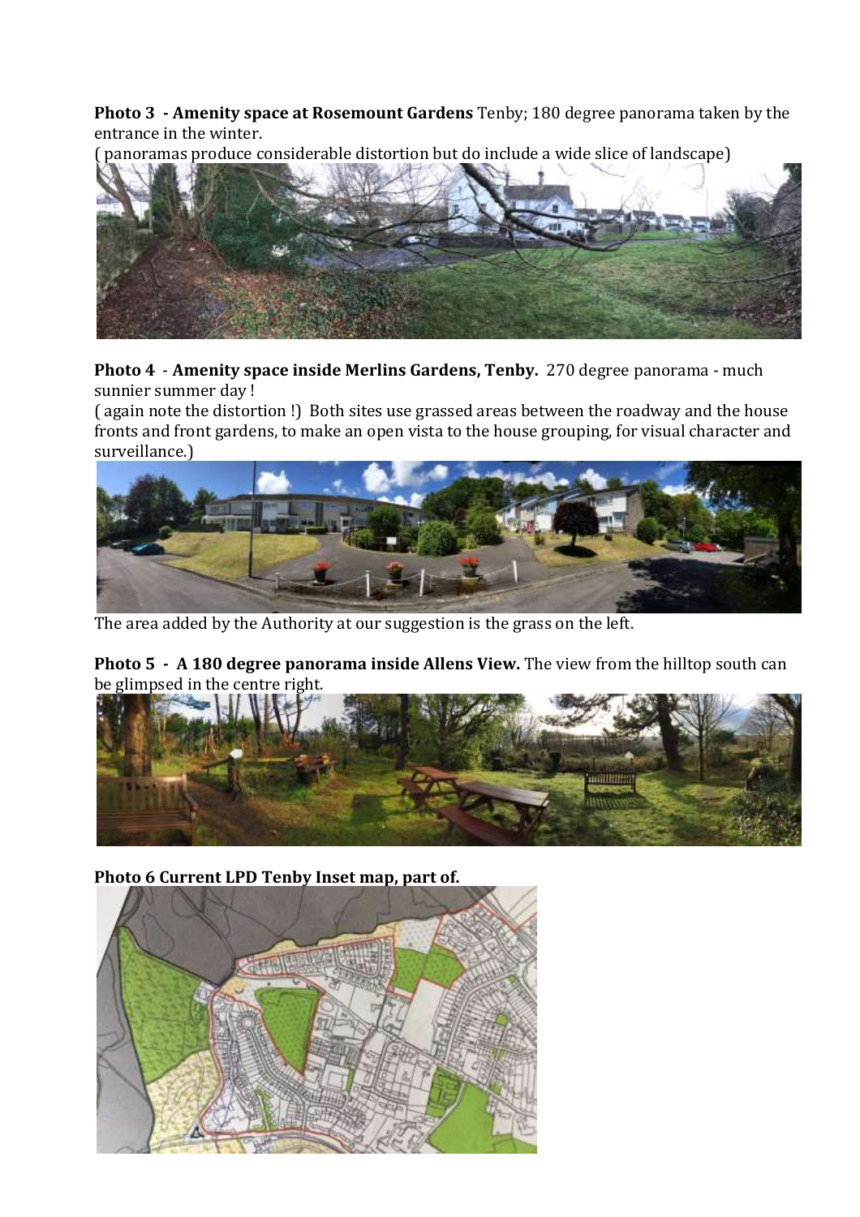**Photo 3 - Amenity space at Rosemount Gardens** Tenby; 180 degree panorama taken by the entrance in the winter.
( panoramas produce considerable distortion but do include a wide slice of landscape)

**Photo 4 - Amenity space inside Merlins Gardens, Tenby.** 270 degree panorama - much sunnier summer day !
( again note the distortion !) Both sites use grassed areas between the roadway and the house fronts and front gardens, to make an open vista to the house grouping, for visual character and surveillance.)

The area added by the Authority at our suggestion is the grass on the left.

**Photo 5 - A 180 degree panorama inside Allens View.** The view from the hilltop south can be glimpsed in the centre right.

**Photo 6 Current LPD Tenby Inset map, part of.**